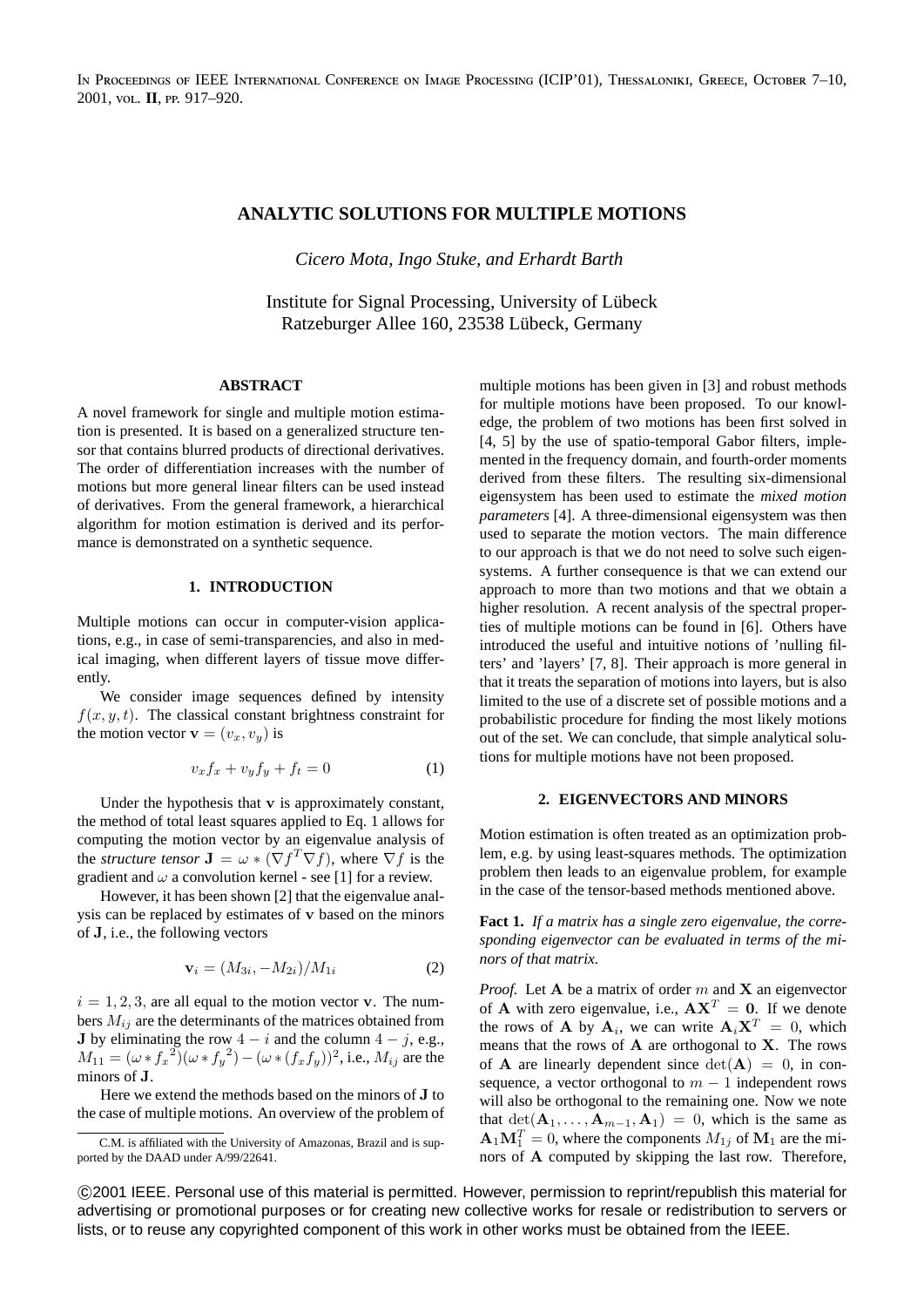In Proceedings of IEEE International Conference on Image Processing (ICIP'01), Thessaloniki, Greece, October 7–10, 2001, vol. **II**, pp. 917–920.

# ANALYTIC SOLUTIONS FOR MULTIPLE MOTIONS

*Cicero Mota, Ingo Stuke, and Erhardt Barth*

Institute for Signal Processing, University of Lübeck
Ratzeburger Allee 160, 23538 Lübeck, Germany

## ABSTRACT

A novel framework for single and multiple motion estimation is presented. It is based on a generalized structure tensor that contains blurred products of directional derivatives. The order of differentiation increases with the number of motions but more general linear filters can be used instead of derivatives. From the general framework, a hierarchical algorithm for motion estimation is derived and its performance is demonstrated on a synthetic sequence.

## 1. INTRODUCTION

Multiple motions can occur in computer-vision applications, e.g., in case of semi-transparencies, and also in medical imaging, when different layers of tissue move differently.

We consider image sequences defined by intensity $f(x, y, t)$. The classical constant brightness constraint for the motion vector $\mathbf{v} = (v_x, v_y)$ is

$$v_x f_x + v_y f_y + f_t = 0 \qquad (1)$$

Under the hypothesis that $\mathbf{v}$ is approximately constant, the method of total least squares applied to Eq. 1 allows for computing the motion vector by an eigenvalue analysis of the *structure tensor* $\mathbf{J} = \omega * (\nabla f^T \nabla f)$, where $\nabla f$ is the gradient and $\omega$ a convolution kernel - see [1] for a review.

However, it has been shown [2] that the eigenvalue analysis can be replaced by estimates of $\mathbf{v}$ based on the minors of $\mathbf{J}$, i.e., the following vectors

$$\mathbf{v}_i = (M_{3i}, -M_{2i})/M_{1i} \qquad (2)$$

$i = 1, 2, 3$, are all equal to the motion vector $\mathbf{v}$. The numbers $M_{ij}$ are the determinants of the matrices obtained from $\mathbf{J}$ by eliminating the row $4 - i$ and the column $4 - j$, e.g., $M_{11} = (\omega * {f_x}^2)(\omega * {f_y}^2) - (\omega * (f_x f_y))^2$, i.e., $M_{ij}$ are the minors of $\mathbf{J}$.

Here we extend the methods based on the minors of $\mathbf{J}$ to the case of multiple motions. An overview of the problem of multiple motions has been given in [3] and robust methods for multiple motions have been proposed. To our knowledge, the problem of two motions has been first solved in [4, 5] by the use of spatio-temporal Gabor filters, implemented in the frequency domain, and fourth-order moments derived from these filters. The resulting six-dimensional eigensystem has been used to estimate the *mixed motion parameters* [4]. A three-dimensional eigensystem was then used to separate the motion vectors. The main difference to our approach is that we do not need to solve such eigensystems. A further consequence is that we can extend our approach to more than two motions and that we obtain a higher resolution. A recent analysis of the spectral properties of multiple motions can be found in [6]. Others have introduced the useful and intuitive notions of 'nulling filters' and 'layers' [7, 8]. Their approach is more general in that it treats the separation of motions into layers, but is also limited to the use of a discrete set of possible motions and a probabilistic procedure for finding the most likely motions out of the set. We can conclude, that simple analytical solutions for multiple motions have not been proposed.

C.M. is affiliated with the University of Amazonas, Brazil and is supported by the DAAD under A/99/22641.

## 2. EIGENVECTORS AND MINORS

Motion estimation is often treated as an optimization problem, e.g. by using least-squares methods. The optimization problem then leads to an eigenvalue problem, for example in the case of the tensor-based methods mentioned above.

**Fact 1.** *If a matrix has a single zero eigenvalue, the corresponding eigenvector can be evaluated in terms of the minors of that matrix.*

*Proof.* Let $\mathbf{A}$ be a matrix of order $m$ and $\mathbf{X}$ an eigenvector of $\mathbf{A}$ with zero eigenvalue, i.e., $\mathbf{A}\mathbf{X}^T = \mathbf{0}$. If we denote the rows of $\mathbf{A}$ by $\mathbf{A}_i$, we can write $\mathbf{A}_i\mathbf{X}^T = 0$, which means that the rows of $\mathbf{A}$ are orthogonal to $\mathbf{X}$. The rows of $\mathbf{A}$ are linearly dependent since $\det(\mathbf{A}) = 0$, in consequence, a vector orthogonal to $m-1$ independent rows will also be orthogonal to the remaining one. Now we note that $\det(\mathbf{A}_1, \ldots, \mathbf{A}_{m-1}, \mathbf{A}_1) = 0$, which is the same as $\mathbf{A}_1\mathbf{M}_1^T = 0$, where the components $M_{1j}$ of $\mathbf{M}_1$ are the minors of $\mathbf{A}$ computed by skipping the last row. Therefore,

©2001 IEEE. Personal use of this material is permitted. However, permission to reprint/republish this material for advertising or promotional purposes or for creating new collective works for resale or redistribution to servers or lists, or to reuse any copyrighted component of this work in other works must be obtained from the IEEE.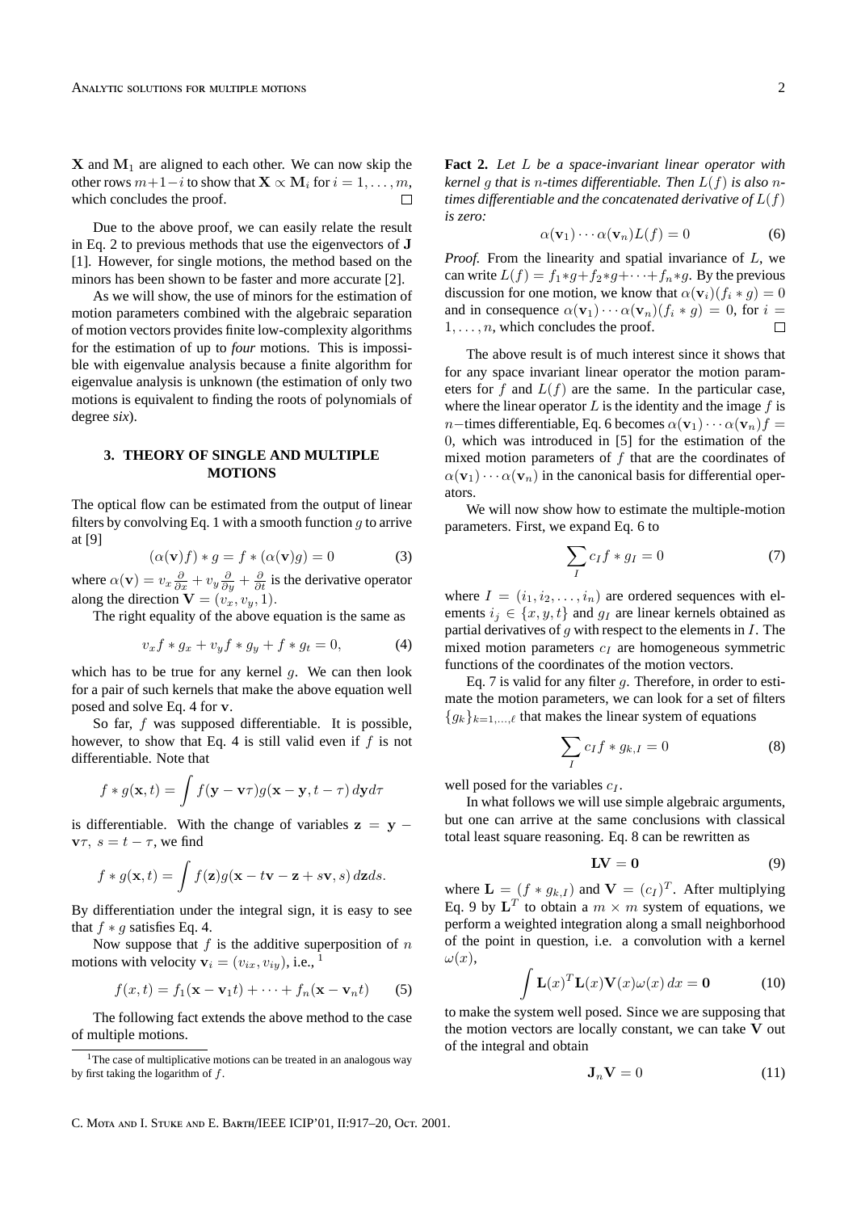$\mathbf{X}$ and $\mathbf{M}_1$ are aligned to each other. We can now skip the other rows $m+1-i$ to show that $\mathbf{X} \propto \mathbf{M}_i$ for $i = 1, \ldots, m$, which concludes the proof. □

Due to the above proof, we can easily relate the result in Eq. 2 to previous methods that use the eigenvectors of $\mathbf{J}$ [1]. However, for single motions, the method based on the minors has been shown to be faster and more accurate [2].

As we will show, the use of minors for the estimation of motion parameters combined with the algebraic separation of motion vectors provides finite low-complexity algorithms for the estimation of up to *four* motions. This is impossible with eigenvalue analysis because a finite algorithm for eigenvalue analysis is unknown (the estimation of only two motions is equivalent to finding the roots of polynomials of degree *six*).

## 3. THEORY OF SINGLE AND MULTIPLE MOTIONS

The optical flow can be estimated from the output of linear filters by convolving Eq. 1 with a smooth function $g$ to arrive at [9]

$$(\alpha(\mathbf{v})f) * g = f * (\alpha(\mathbf{v})g) = 0 \tag{3}$$

where $\alpha(\mathbf{v}) = v_x \frac{\partial}{\partial x} + v_y \frac{\partial}{\partial y} + \frac{\partial}{\partial t}$ is the derivative operator along the direction $\mathbf{V} = (v_x, v_y, 1)$.

The right equality of the above equation is the same as

$$v_x f * g_x + v_y f * g_y + f * g_t = 0, \tag{4}$$

which has to be true for any kernel $g$. We can then look for a pair of such kernels that make the above equation well posed and solve Eq. 4 for $\mathbf{v}$.

So far, $f$ was supposed differentiable. It is possible, however, to show that Eq. 4 is still valid even if $f$ is not differentiable. Note that

$$f * g(\mathbf{x}, t) = \int f(\mathbf{y} - \mathbf{v}\tau) g(\mathbf{x} - \mathbf{y}, t - \tau)\, d\mathbf{y} d\tau$$

is differentiable. With the change of variables $\mathbf{z} = \mathbf{y} - \mathbf{v}\tau,\ s = t - \tau$, we find

$$f * g(\mathbf{x}, t) = \int f(\mathbf{z}) g(\mathbf{x} - t\mathbf{v} - \mathbf{z} + s\mathbf{v}, s)\, d\mathbf{z} ds.$$

By differentiation under the integral sign, it is easy to see that $f * g$ satisfies Eq. 4.

Now suppose that $f$ is the additive superposition of $n$ motions with velocity $\mathbf{v}_i = (v_{ix}, v_{iy})$, i.e., [1]

$$f(x, t) = f_1(\mathbf{x} - \mathbf{v}_1 t) + \cdots + f_n(\mathbf{x} - \mathbf{v}_n t) \tag{5}$$

The following fact extends the above method to the case of multiple motions.

[1] The case of multiplicative motions can be treated in an analogous way by first taking the logarithm of $f$.

**Fact 2.** *Let $L$ be a space-invariant linear operator with kernel $g$ that is $n$-times differentiable. Then $L(f)$ is also $n$-times differentiable and the concatenated derivative of $L(f)$ is zero:*

$$\alpha(\mathbf{v}_1) \cdots \alpha(\mathbf{v}_n) L(f) = 0 \tag{6}$$

*Proof.* From the linearity and spatial invariance of $L$, we can write $L(f) = f_1 * g + f_2 * g + \cdots + f_n * g$. By the previous discussion for one motion, we know that $\alpha(\mathbf{v}_i)(f_i * g) = 0$ and in consequence $\alpha(\mathbf{v}_1) \cdots \alpha(\mathbf{v}_n)(f_i * g) = 0$, for $i = 1, \ldots, n$, which concludes the proof. □

The above result is of much interest since it shows that for any space invariant linear operator the motion parameters for $f$ and $L(f)$ are the same. In the particular case, where the linear operator $L$ is the identity and the image $f$ is $n-$times differentiable, Eq. 6 becomes $\alpha(\mathbf{v}_1) \cdots \alpha(\mathbf{v}_n) f = 0$, which was introduced in [5] for the estimation of the mixed motion parameters of $f$ that are the coordinates of $\alpha(\mathbf{v}_1) \cdots \alpha(\mathbf{v}_n)$ in the canonical basis for differential operators.

We will now show how to estimate the multiple-motion parameters. First, we expand Eq. 6 to

$$\sum_I c_I f * g_I = 0 \tag{7}$$

where $I = (i_1, i_2, \ldots, i_n)$ are ordered sequences with elements $i_j \in \{x, y, t\}$ and $g_I$ are linear kernels obtained as partial derivatives of $g$ with respect to the elements in $I$. The mixed motion parameters $c_I$ are homogeneous symmetric functions of the coordinates of the motion vectors.

Eq. 7 is valid for any filter $g$. Therefore, in order to estimate the motion parameters, we can look for a set of filters $\{g_k\}_{k=1,\ldots,\ell}$ that makes the linear system of equations

$$\sum_I c_I f * g_{k,I} = 0 \tag{8}$$

well posed for the variables $c_I$.

In what follows we will use simple algebraic arguments, but one can arrive at the same conclusions with classical total least square reasoning. Eq. 8 can be rewritten as

$$\mathbf{L}\mathbf{V} = \mathbf{0} \tag{9}$$

where $\mathbf{L} = (f * g_{k,I})$ and $\mathbf{V} = (c_I)^T$. After multiplying Eq. 9 by $\mathbf{L}^T$ to obtain a $m \times m$ system of equations, we perform a weighted integration along a small neighborhood of the point in question, i.e. a convolution with a kernel $\omega(x)$,

$$\int \mathbf{L}(x)^T \mathbf{L}(x) \mathbf{V}(x) \omega(x)\, dx = \mathbf{0} \tag{10}$$

to make the system well posed. Since we are supposing that the motion vectors are locally constant, we can take $\mathbf{V}$ out of the integral and obtain

$$\mathbf{J}_n \mathbf{V} = 0 \tag{11}$$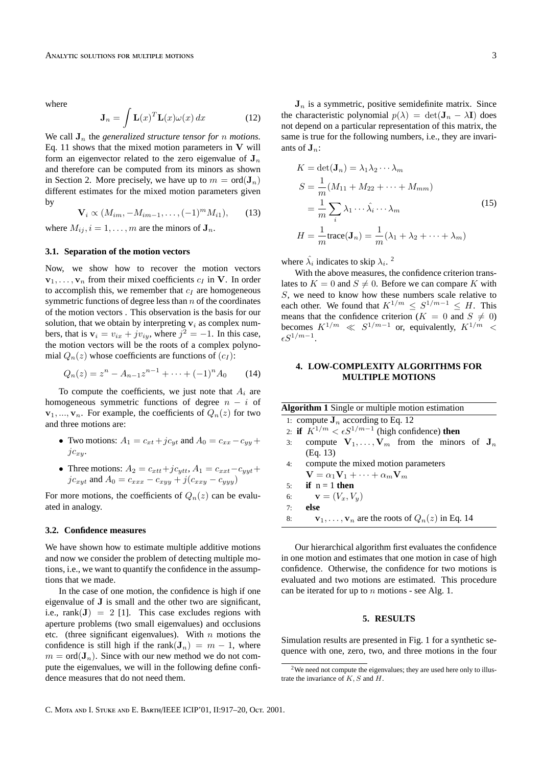where

$$\mathbf{J}_n = \int \mathbf{L}(x)^T \mathbf{L}(x) \omega(x)\, dx \tag{12}$$

We call $\mathbf{J}_n$ the *generalized structure tensor for $n$ motions.* Eq. 11 shows that the mixed motion parameters in $\mathbf{V}$ will form an eigenvector related to the zero eigenvalue of $\mathbf{J}_n$ and therefore can be computed from its minors as shown in Section 2. More precisely, we have up to $m = \text{ord}(\mathbf{J}_n)$ different estimates for the mixed motion parameters given by

$$\mathbf{V}_i \propto (M_{im}, -M_{im-1}, \ldots, (-1)^m M_{i1}), \tag{13}$$

where $M_{ij}, i = 1, \ldots, m$ are the minors of $\mathbf{J}_n$.

### 3.1. Separation of the motion vectors

Now, we show how to recover the motion vectors $\mathbf{v}_1, \ldots, \mathbf{v}_n$ from their mixed coefficients $c_I$ in $\mathbf{V}$. In order to accomplish this, we remember that $c_I$ are homogeneous symmetric functions of degree less than $n$ of the coordinates of the motion vectors . This observation is the basis for our solution, that we obtain by interpreting $\mathbf{v}_i$ as complex numbers, that is $\mathbf{v}_i = v_{ix} + jv_{iy}$, where $j^2 = -1$. In this case, the motion vectors will be the roots of a complex polynomial $Q_n(z)$ whose coefficients are functions of $(c_I)$:

$$Q_n(z) = z^n - A_{n-1} z^{n-1} + \cdots + (-1)^n A_0 \tag{14}$$

To compute the coefficients, we just note that $A_i$ are homogeneous symmetric functions of degree $n - i$ of $\mathbf{v}_1, ..., \mathbf{v}_n$. For example, the coefficients of $Q_n(z)$ for two and three motions are:

- Two motions: $A_1 = c_{xt} + jc_{yt}$ and $A_0 = c_{xx} - c_{yy} + jc_{xy}$.
- Three motions: $A_2 = c_{xtt} + jc_{ytt}$, $A_1 = c_{xxt} - c_{yyt} + jc_{xyt}$ and $A_0 = c_{xxx} - c_{xyy} + j(c_{xxy} - c_{yyy})$

For more motions, the coefficients of $Q_n(z)$ can be evaluated in analogy.

### 3.2. Confidence measures

We have shown how to estimate multiple additive motions and now we consider the problem of detecting multiple motions, i.e., we want to quantify the confidence in the assumptions that we made.

In the case of one motion, the confidence is high if one eigenvalue of **J** is small and the other two are significant, i.e., $\text{rank}(\mathbf{J}) = 2$ [1]. This case excludes regions with aperture problems (two small eigenvalues) and occlusions etc. (three significant eigenvalues). With $n$ motions the confidence is still high if the $\text{rank}(\mathbf{J}_n) = m - 1$, where $m = \text{ord}(\mathbf{J}_n)$. Since with our new method we do not compute the eigenvalues, we will in the following define confidence measures that do not need them.

$\mathbf{J}_n$ is a symmetric, positive semidefinite matrix. Since the characteristic polynomial $p(\lambda) = \det(\mathbf{J}_n - \lambda \mathbf{I})$ does not depend on a particular representation of this matrix, the same is true for the following numbers, i.e., they are invariants of $\mathbf{J}_n$:

$$\begin{aligned}
K &= \det(\mathbf{J}_n) = \lambda_1 \lambda_2 \cdots \lambda_m \\
S &= \frac{1}{m}(M_{11} + M_{22} + \cdots + M_{mm}) \\
&= \frac{1}{m} \sum_i \lambda_1 \cdots \hat{\lambda}_i \cdots \lambda_m \\
H &= \frac{1}{m} \text{trace}(\mathbf{J}_n) = \frac{1}{m}(\lambda_1 + \lambda_2 + \cdots + \lambda_m)
\end{aligned} \tag{15}$$

where $\hat{\lambda}_i$ indicates to skip $\lambda_i$. [2]

With the above measures, the confidence criterion translates to $K = 0$ and $S \neq 0$. Before we can compare $K$ with $S$, we need to know how these numbers scale relative to each other. We found that $K^{1/m} \leq S^{1/m-1} \leq H$. This means that the confidence criterion ($K = 0$ and $S \neq 0$) becomes $K^{1/m} \ll S^{1/m-1}$ or, equivalently, $K^{1/m} < \epsilon S^{1/m-1}$.

## 4. LOW-COMPLEXITY ALGORITHMS FOR MULTIPLE MOTIONS

**Algorithm 1** Single or multiple motion estimation

```
1: compute J_n according to Eq. 12
2: if K^{1/m} < εS^{1/m-1} (high confidence) then
3:     compute V_1, ..., V_m from the minors of J_n (Eq. 13)
4:     compute the mixed motion parameters
       V = α_1 V_1 + ··· + α_m V_m
5:     if n = 1 then
6:         v = (V_x, V_y)
7:     else
8:         v_1, ..., v_n are the roots of Q_n(z) in Eq. 14
```

Our hierarchical algorithm first evaluates the confidence in one motion and estimates that one motion in case of high confidence. Otherwise, the confidence for two motions is evaluated and two motions are estimated. This procedure can be iterated for up to $n$ motions - see Alg. 1.

## 5. RESULTS

Simulation results are presented in Fig. 1 for a synthetic sequence with one, zero, two, and three motions in the four

[2] We need not compute the eigenvalues; they are used here only to illustrate the invariance of $K, S$ and $H$.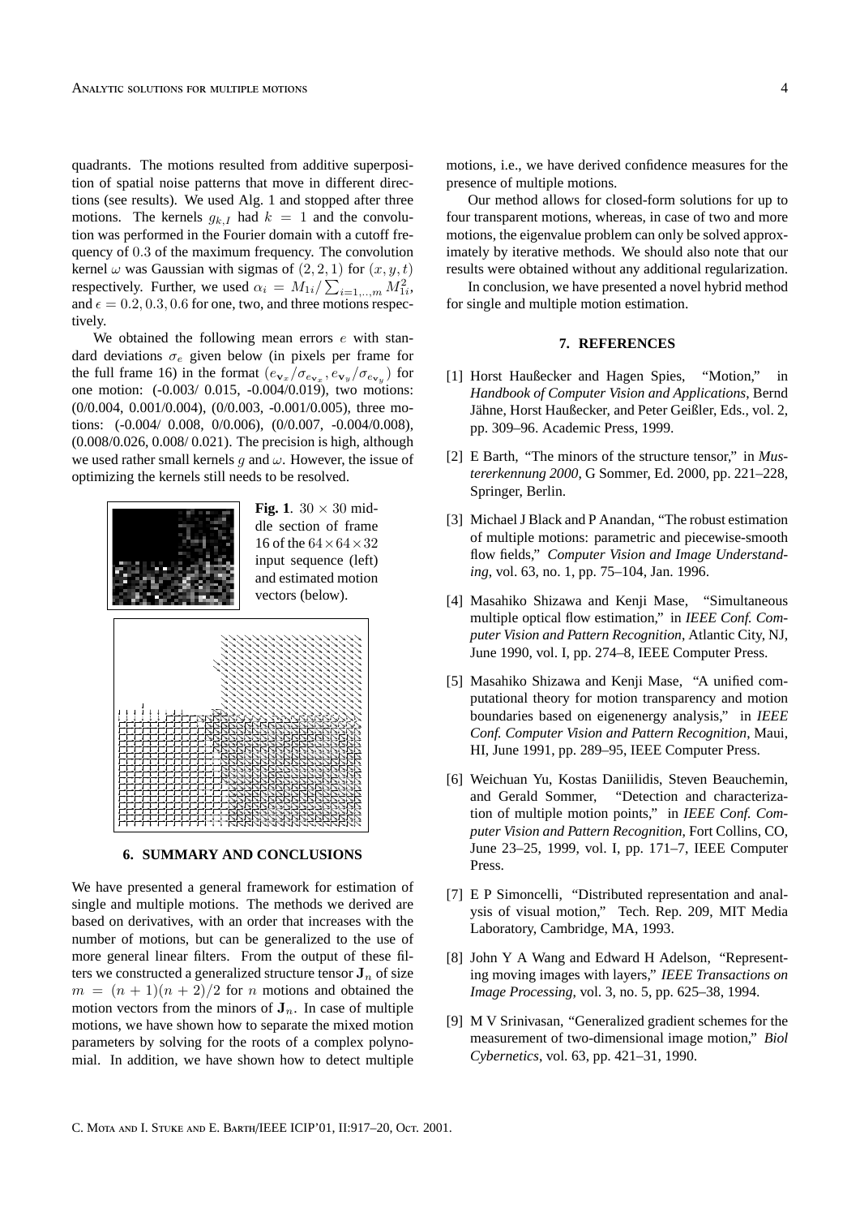quadrants. The motions resulted from additive superposition of spatial noise patterns that move in different directions (see results). We used Alg. 1 and stopped after three motions. The kernels $g_{k,I}$ had $k = 1$ and the convolution was performed in the Fourier domain with a cutoff frequency of $0.3$ of the maximum frequency. The convolution kernel $\omega$ was Gaussian with sigmas of $(2, 2, 1)$ for $(x, y, t)$ respectively. Further, we used $\alpha_i = M_{1i}/\sum_{i=1,..,m} M_{1i}^2$, and $\epsilon = 0.2, 0.3, 0.6$ for one, two, and three motions respectively.

We obtained the following mean errors $e$ with standard deviations $\sigma_e$ given below (in pixels per frame for the full frame 16) in the format $(e_{\mathbf{v}_x}/\sigma_{e_{\mathbf{v}_x}}, e_{\mathbf{v}_y}/\sigma_{e_{\mathbf{v}_y}})$ for one motion: (-0.003/ 0.015, -0.004/0.019), two motions: (0/0.004, 0.001/0.004), (0/0.003, -0.001/0.005), three motions: (-0.004/ 0.008, 0/0.006), (0/0.007, -0.004/0.008), (0.008/0.026, 0.008/ 0.021). The precision is high, although we used rather small kernels $g$ and $\omega$. However, the issue of optimizing the kernels still needs to be resolved.

**Fig. 1**. $30 \times 30$ middle section of frame 16 of the $64 \times 64 \times 32$ input sequence (left) and estimated motion vectors (below).

## 6. SUMMARY AND CONCLUSIONS

We have presented a general framework for estimation of single and multiple motions. The methods we derived are based on derivatives, with an order that increases with the number of motions, but can be generalized to the use of more general linear filters. From the output of these filters we constructed a generalized structure tensor $\mathbf{J}_n$ of size $m = (n+1)(n+2)/2$ for $n$ motions and obtained the motion vectors from the minors of $\mathbf{J}_n$. In case of multiple motions, we have shown how to separate the mixed motion parameters by solving for the roots of a complex polynomial. In addition, we have shown how to detect multiple motions, i.e., we have derived confidence measures for the presence of multiple motions.

Our method allows for closed-form solutions for up to four transparent motions, whereas, in case of two and more motions, the eigenvalue problem can only be solved approximately by iterative methods. We should also note that our results were obtained without any additional regularization.

In conclusion, we have presented a novel hybrid method for single and multiple motion estimation.

## 7. REFERENCES

[1] Horst Haußecker and Hagen Spies, "Motion," in *Handbook of Computer Vision and Applications*, Bernd Jähne, Horst Haußecker, and Peter Geißler, Eds., vol. 2, pp. 309–96. Academic Press, 1999.

[2] E Barth, "The minors of the structure tensor," in *Mustererkennung 2000*, G Sommer, Ed. 2000, pp. 221–228, Springer, Berlin.

[3] Michael J Black and P Anandan, "The robust estimation of multiple motions: parametric and piecewise-smooth flow fields," *Computer Vision and Image Understanding*, vol. 63, no. 1, pp. 75–104, Jan. 1996.

[4] Masahiko Shizawa and Kenji Mase, "Simultaneous multiple optical flow estimation," in *IEEE Conf. Computer Vision and Pattern Recognition*, Atlantic City, NJ, June 1990, vol. I, pp. 274–8, IEEE Computer Press.

[5] Masahiko Shizawa and Kenji Mase, "A unified computational theory for motion transparency and motion boundaries based on eigenenergy analysis," in *IEEE Conf. Computer Vision and Pattern Recognition*, Maui, HI, June 1991, pp. 289–95, IEEE Computer Press.

[6] Weichuan Yu, Kostas Daniilidis, Steven Beauchemin, and Gerald Sommer, "Detection and characterization of multiple motion points," in *IEEE Conf. Computer Vision and Pattern Recognition*, Fort Collins, CO, June 23–25, 1999, vol. I, pp. 171–7, IEEE Computer Press.

[7] E P Simoncelli, "Distributed representation and analysis of visual motion," Tech. Rep. 209, MIT Media Laboratory, Cambridge, MA, 1993.

[8] John Y A Wang and Edward H Adelson, "Representing moving images with layers," *IEEE Transactions on Image Processing*, vol. 3, no. 5, pp. 625–38, 1994.

[9] M V Srinivasan, "Generalized gradient schemes for the measurement of two-dimensional image motion," *Biol Cybernetics*, vol. 63, pp. 421–31, 1990.